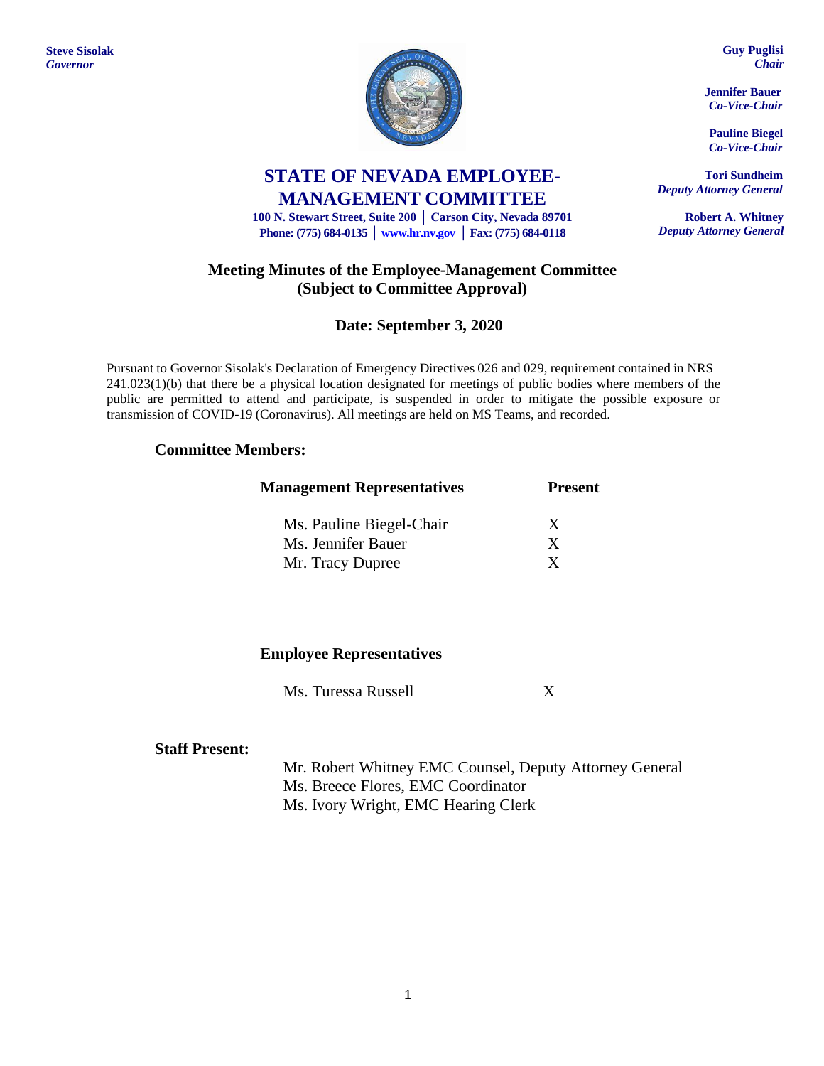**Steve Sisolak**
*Governor*

**Guy Puglisi**
*Chair*

**Jennifer Bauer**
*Co-Vice-Chair*

**Pauline Biegel**
*Co-Vice-Chair*

**Tori Sundheim**
*Deputy Attorney General*

**Robert A. Whitney**
*Deputy Attorney General*

# STATE OF NEVADA EMPLOYEE-MANAGEMENT COMMITTEE

**100 N. Stewart Street, Suite 200 │ Carson City, Nevada 89701**
**Phone: (775) 684-0135 │ www.hr.nv.gov │ Fax: (775) 684-0118**

## Meeting Minutes of the Employee-Management Committee (Subject to Committee Approval)

### Date: September 3, 2020

Pursuant to Governor Sisolak's Declaration of Emergency Directives 026 and 029, requirement contained in NRS 241.023(1)(b) that there be a physical location designated for meetings of public bodies where members of the public are permitted to attend and participate, is suspended in order to mitigate the possible exposure or transmission of COVID-19 (Coronavirus). All meetings are held on MS Teams, and recorded.

### Committee Members:

| Management Representatives | Present |
|---|---|
| Ms. Pauline Biegel-Chair | X |
| Ms. Jennifer Bauer | X |
| Mr. Tracy Dupree | X |

| Employee Representatives | |
|---|---|
| Ms. Turessa Russell | X |

### Staff Present:

Mr. Robert Whitney EMC Counsel, Deputy Attorney General
Ms. Breece Flores, EMC Coordinator
Ms. Ivory Wright, EMC Hearing Clerk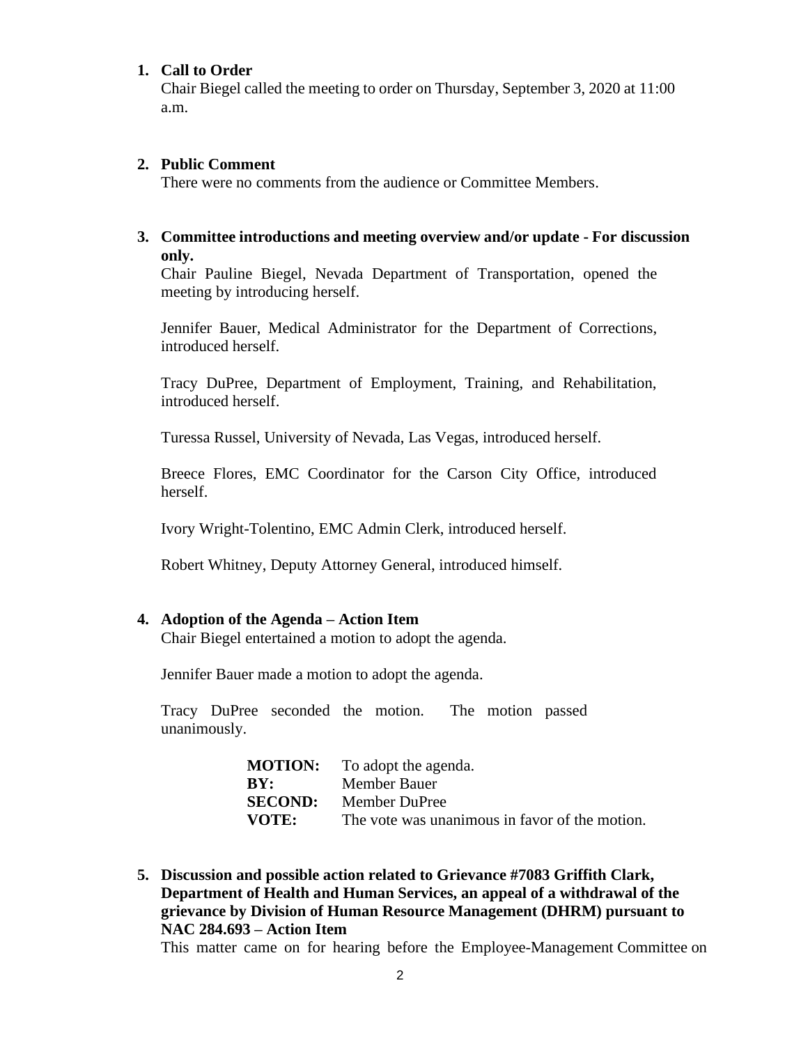**1. Call to Order**

Chair Biegel called the meeting to order on Thursday, September 3, 2020 at 11:00 a.m.

**2. Public Comment**

There were no comments from the audience or Committee Members.

**3. Committee introductions and meeting overview and/or update - For discussion only.**

Chair Pauline Biegel, Nevada Department of Transportation, opened the meeting by introducing herself.

Jennifer Bauer, Medical Administrator for the Department of Corrections, introduced herself.

Tracy DuPree, Department of Employment, Training, and Rehabilitation, introduced herself.

Turessa Russel, University of Nevada, Las Vegas, introduced herself.

Breece Flores, EMC Coordinator for the Carson City Office, introduced herself.

Ivory Wright-Tolentino, EMC Admin Clerk, introduced herself.

Robert Whitney, Deputy Attorney General, introduced himself.

**4. Adoption of the Agenda – Action Item**

Chair Biegel entertained a motion to adopt the agenda.

Jennifer Bauer made a motion to adopt the agenda.

Tracy DuPree seconded the motion. The motion passed unanimously.

| | |
|---|---|
| **MOTION:** | To adopt the agenda. |
| **BY:** | Member Bauer |
| **SECOND:** | Member DuPree |
| **VOTE:** | The vote was unanimous in favor of the motion. |

**5. Discussion and possible action related to Grievance #7083 Griffith Clark, Department of Health and Human Services, an appeal of a withdrawal of the grievance by Division of Human Resource Management (DHRM) pursuant to NAC 284.693 – Action Item**

This matter came on for hearing before the Employee-Management Committee on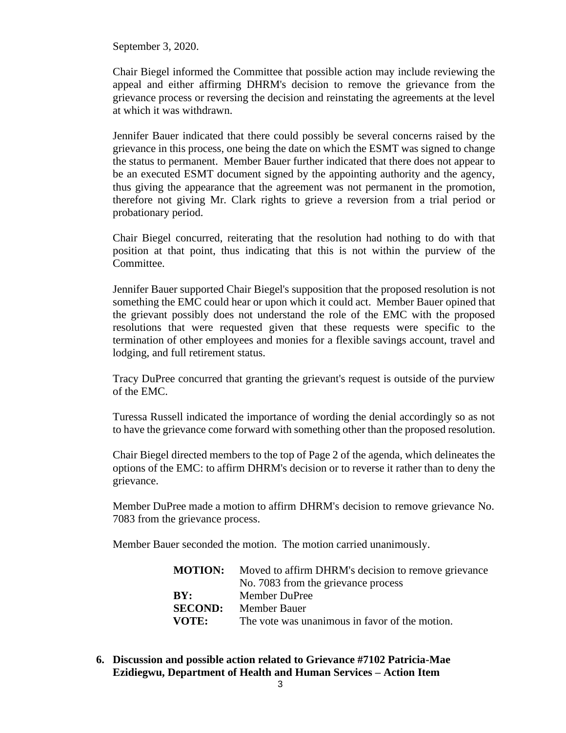September 3, 2020.

Chair Biegel informed the Committee that possible action may include reviewing the appeal and either affirming DHRM's decision to remove the grievance from the grievance process or reversing the decision and reinstating the agreements at the level at which it was withdrawn.

Jennifer Bauer indicated that there could possibly be several concerns raised by the grievance in this process, one being the date on which the ESMT was signed to change the status to permanent. Member Bauer further indicated that there does not appear to be an executed ESMT document signed by the appointing authority and the agency, thus giving the appearance that the agreement was not permanent in the promotion, therefore not giving Mr. Clark rights to grieve a reversion from a trial period or probationary period.

Chair Biegel concurred, reiterating that the resolution had nothing to do with that position at that point, thus indicating that this is not within the purview of the Committee.

Jennifer Bauer supported Chair Biegel's supposition that the proposed resolution is not something the EMC could hear or upon which it could act. Member Bauer opined that the grievant possibly does not understand the role of the EMC with the proposed resolutions that were requested given that these requests were specific to the termination of other employees and monies for a flexible savings account, travel and lodging, and full retirement status.

Tracy DuPree concurred that granting the grievant's request is outside of the purview of the EMC.

Turessa Russell indicated the importance of wording the denial accordingly so as not to have the grievance come forward with something other than the proposed resolution.

Chair Biegel directed members to the top of Page 2 of the agenda, which delineates the options of the EMC: to affirm DHRM's decision or to reverse it rather than to deny the grievance.

Member DuPree made a motion to affirm DHRM's decision to remove grievance No. 7083 from the grievance process.

Member Bauer seconded the motion. The motion carried unanimously.

| | |
|---|---|
| **MOTION:** | Moved to affirm DHRM's decision to remove grievance No. 7083 from the grievance process |
| **BY:** | Member DuPree |
| **SECOND:** | Member Bauer |
| **VOTE:** | The vote was unanimous in favor of the motion. |

**6. Discussion and possible action related to Grievance #7102 Patricia-Mae Ezidiegwu, Department of Health and Human Services – Action Item**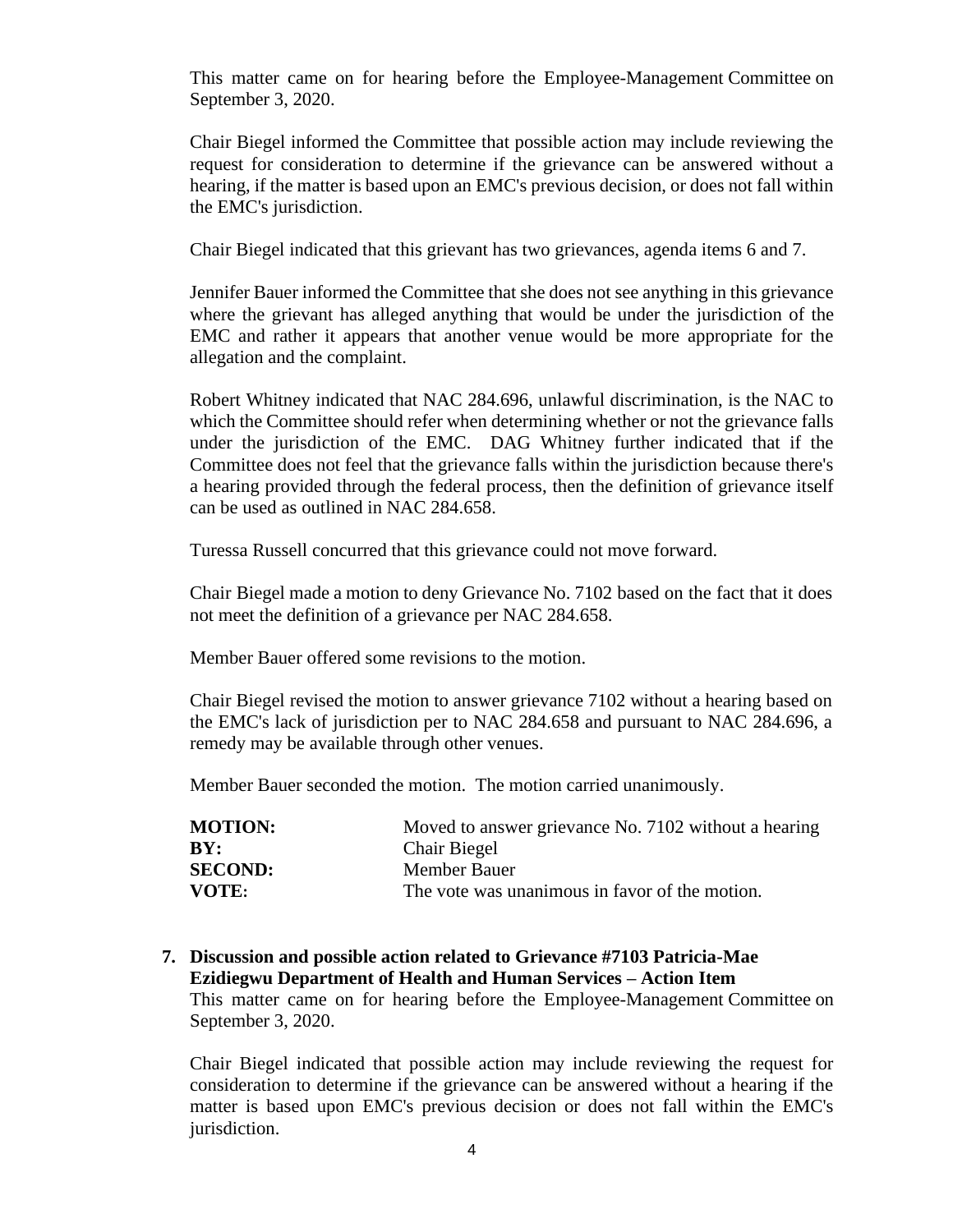This matter came on for hearing before the Employee-Management Committee on September 3, 2020.

Chair Biegel informed the Committee that possible action may include reviewing the request for consideration to determine if the grievance can be answered without a hearing, if the matter is based upon an EMC's previous decision, or does not fall within the EMC's jurisdiction.

Chair Biegel indicated that this grievant has two grievances, agenda items 6 and 7.

Jennifer Bauer informed the Committee that she does not see anything in this grievance where the grievant has alleged anything that would be under the jurisdiction of the EMC and rather it appears that another venue would be more appropriate for the allegation and the complaint.

Robert Whitney indicated that NAC 284.696, unlawful discrimination, is the NAC to which the Committee should refer when determining whether or not the grievance falls under the jurisdiction of the EMC. DAG Whitney further indicated that if the Committee does not feel that the grievance falls within the jurisdiction because there's a hearing provided through the federal process, then the definition of grievance itself can be used as outlined in NAC 284.658.

Turessa Russell concurred that this grievance could not move forward.

Chair Biegel made a motion to deny Grievance No. 7102 based on the fact that it does not meet the definition of a grievance per NAC 284.658.

Member Bauer offered some revisions to the motion.

Chair Biegel revised the motion to answer grievance 7102 without a hearing based on the EMC's lack of jurisdiction per to NAC 284.658 and pursuant to NAC 284.696, a remedy may be available through other venues.

Member Bauer seconded the motion. The motion carried unanimously.

| | |
|---|---|
| **MOTION:** | Moved to answer grievance No. 7102 without a hearing |
| **BY:** | Chair Biegel |
| **SECOND:** | Member Bauer |
| **VOTE:** | The vote was unanimous in favor of the motion. |

**7. Discussion and possible action related to Grievance #7103 Patricia-Mae Ezidiegwu Department of Health and Human Services – Action Item**

This matter came on for hearing before the Employee-Management Committee on September 3, 2020.

Chair Biegel indicated that possible action may include reviewing the request for consideration to determine if the grievance can be answered without a hearing if the matter is based upon EMC's previous decision or does not fall within the EMC's jurisdiction.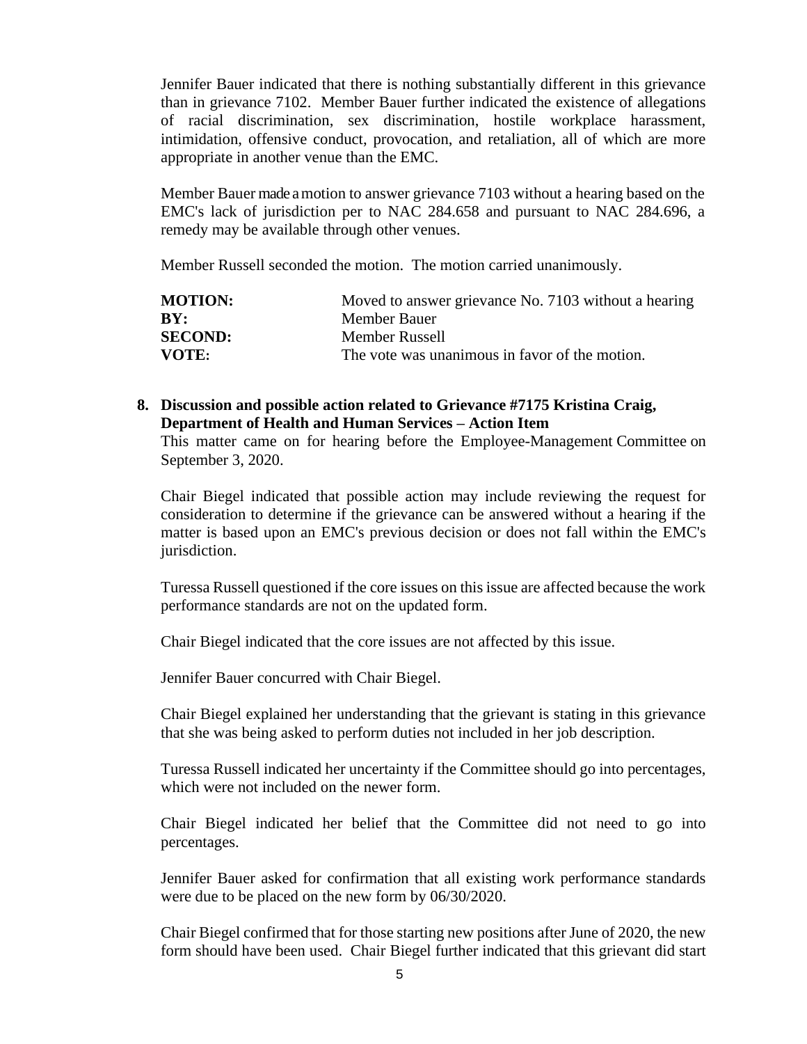Jennifer Bauer indicated that there is nothing substantially different in this grievance than in grievance 7102. Member Bauer further indicated the existence of allegations of racial discrimination, sex discrimination, hostile workplace harassment, intimidation, offensive conduct, provocation, and retaliation, all of which are more appropriate in another venue than the EMC.

Member Bauer made a motion to answer grievance 7103 without a hearing based on the EMC's lack of jurisdiction per to NAC 284.658 and pursuant to NAC 284.696, a remedy may be available through other venues.

Member Russell seconded the motion. The motion carried unanimously.

| | |
|---|---|
| **MOTION:** | Moved to answer grievance No. 7103 without a hearing |
| **BY:** | Member Bauer |
| **SECOND:** | Member Russell |
| **VOTE:** | The vote was unanimous in favor of the motion. |

**8. Discussion and possible action related to Grievance #7175 Kristina Craig, Department of Health and Human Services – Action Item**

This matter came on for hearing before the Employee-Management Committee on September 3, 2020.

Chair Biegel indicated that possible action may include reviewing the request for consideration to determine if the grievance can be answered without a hearing if the matter is based upon an EMC's previous decision or does not fall within the EMC's jurisdiction.

Turessa Russell questioned if the core issues on this issue are affected because the work performance standards are not on the updated form.

Chair Biegel indicated that the core issues are not affected by this issue.

Jennifer Bauer concurred with Chair Biegel.

Chair Biegel explained her understanding that the grievant is stating in this grievance that she was being asked to perform duties not included in her job description.

Turessa Russell indicated her uncertainty if the Committee should go into percentages, which were not included on the newer form.

Chair Biegel indicated her belief that the Committee did not need to go into percentages.

Jennifer Bauer asked for confirmation that all existing work performance standards were due to be placed on the new form by 06/30/2020.

Chair Biegel confirmed that for those starting new positions after June of 2020, the new form should have been used. Chair Biegel further indicated that this grievant did start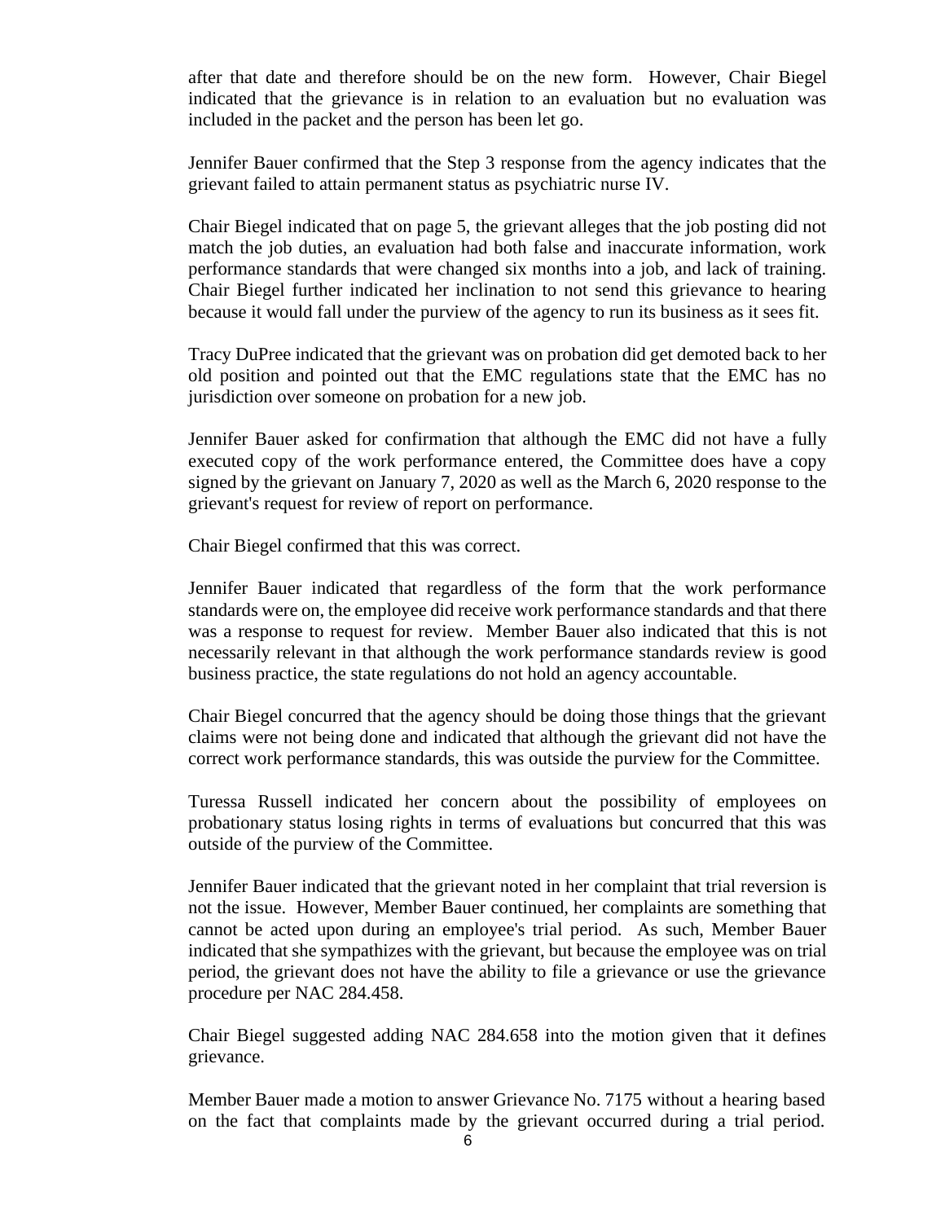after that date and therefore should be on the new form. However, Chair Biegel indicated that the grievance is in relation to an evaluation but no evaluation was included in the packet and the person has been let go.

Jennifer Bauer confirmed that the Step 3 response from the agency indicates that the grievant failed to attain permanent status as psychiatric nurse IV.

Chair Biegel indicated that on page 5, the grievant alleges that the job posting did not match the job duties, an evaluation had both false and inaccurate information, work performance standards that were changed six months into a job, and lack of training. Chair Biegel further indicated her inclination to not send this grievance to hearing because it would fall under the purview of the agency to run its business as it sees fit.

Tracy DuPree indicated that the grievant was on probation did get demoted back to her old position and pointed out that the EMC regulations state that the EMC has no jurisdiction over someone on probation for a new job.

Jennifer Bauer asked for confirmation that although the EMC did not have a fully executed copy of the work performance entered, the Committee does have a copy signed by the grievant on January 7, 2020 as well as the March 6, 2020 response to the grievant's request for review of report on performance.

Chair Biegel confirmed that this was correct.

Jennifer Bauer indicated that regardless of the form that the work performance standards were on, the employee did receive work performance standards and that there was a response to request for review. Member Bauer also indicated that this is not necessarily relevant in that although the work performance standards review is good business practice, the state regulations do not hold an agency accountable.

Chair Biegel concurred that the agency should be doing those things that the grievant claims were not being done and indicated that although the grievant did not have the correct work performance standards, this was outside the purview for the Committee.

Turessa Russell indicated her concern about the possibility of employees on probationary status losing rights in terms of evaluations but concurred that this was outside of the purview of the Committee.

Jennifer Bauer indicated that the grievant noted in her complaint that trial reversion is not the issue. However, Member Bauer continued, her complaints are something that cannot be acted upon during an employee's trial period. As such, Member Bauer indicated that she sympathizes with the grievant, but because the employee was on trial period, the grievant does not have the ability to file a grievance or use the grievance procedure per NAC 284.458.

Chair Biegel suggested adding NAC 284.658 into the motion given that it defines grievance.

Member Bauer made a motion to answer Grievance No. 7175 without a hearing based on the fact that complaints made by the grievant occurred during a trial period.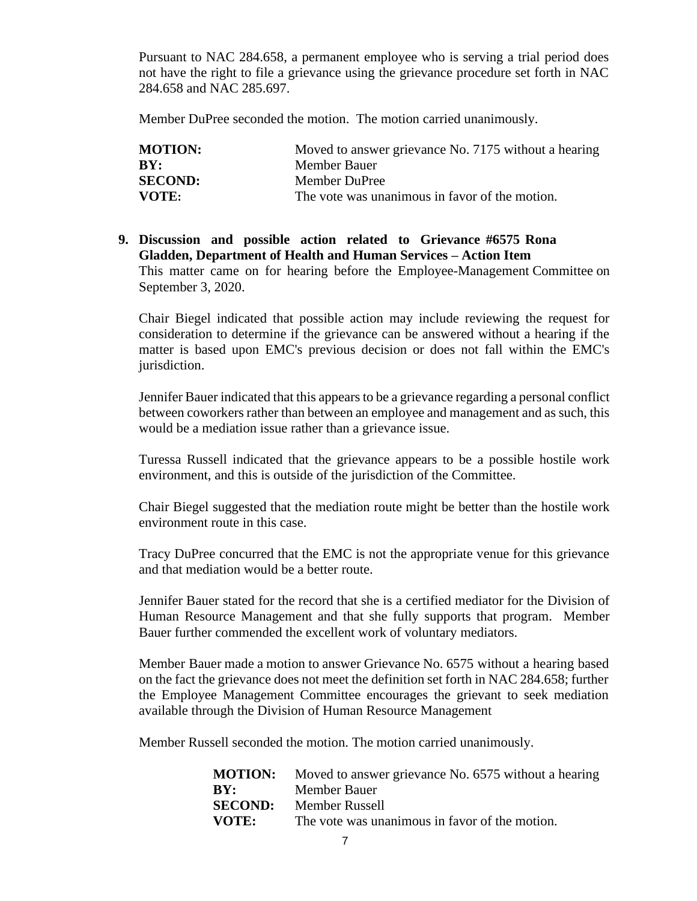Pursuant to NAC 284.658, a permanent employee who is serving a trial period does not have the right to file a grievance using the grievance procedure set forth in NAC 284.658 and NAC 285.697.

Member DuPree seconded the motion. The motion carried unanimously.

| | |
|---|---|
| **MOTION:** | Moved to answer grievance No. 7175 without a hearing |
| **BY:** | Member Bauer |
| **SECOND:** | Member DuPree |
| **VOTE:** | The vote was unanimous in favor of the motion. |

**9. Discussion and possible action related to Grievance #6575 Rona Gladden, Department of Health and Human Services – Action Item**

This matter came on for hearing before the Employee-Management Committee on September 3, 2020.

Chair Biegel indicated that possible action may include reviewing the request for consideration to determine if the grievance can be answered without a hearing if the matter is based upon EMC's previous decision or does not fall within the EMC's jurisdiction.

Jennifer Bauer indicated that this appears to be a grievance regarding a personal conflict between coworkers rather than between an employee and management and as such, this would be a mediation issue rather than a grievance issue.

Turessa Russell indicated that the grievance appears to be a possible hostile work environment, and this is outside of the jurisdiction of the Committee.

Chair Biegel suggested that the mediation route might be better than the hostile work environment route in this case.

Tracy DuPree concurred that the EMC is not the appropriate venue for this grievance and that mediation would be a better route.

Jennifer Bauer stated for the record that she is a certified mediator for the Division of Human Resource Management and that she fully supports that program. Member Bauer further commended the excellent work of voluntary mediators.

Member Bauer made a motion to answer Grievance No. 6575 without a hearing based on the fact the grievance does not meet the definition set forth in NAC 284.658; further the Employee Management Committee encourages the grievant to seek mediation available through the Division of Human Resource Management

Member Russell seconded the motion. The motion carried unanimously.

| | |
|---|---|
| **MOTION:** | Moved to answer grievance No. 6575 without a hearing |
| **BY:** | Member Bauer |
| **SECOND:** | Member Russell |
| **VOTE:** | The vote was unanimous in favor of the motion. |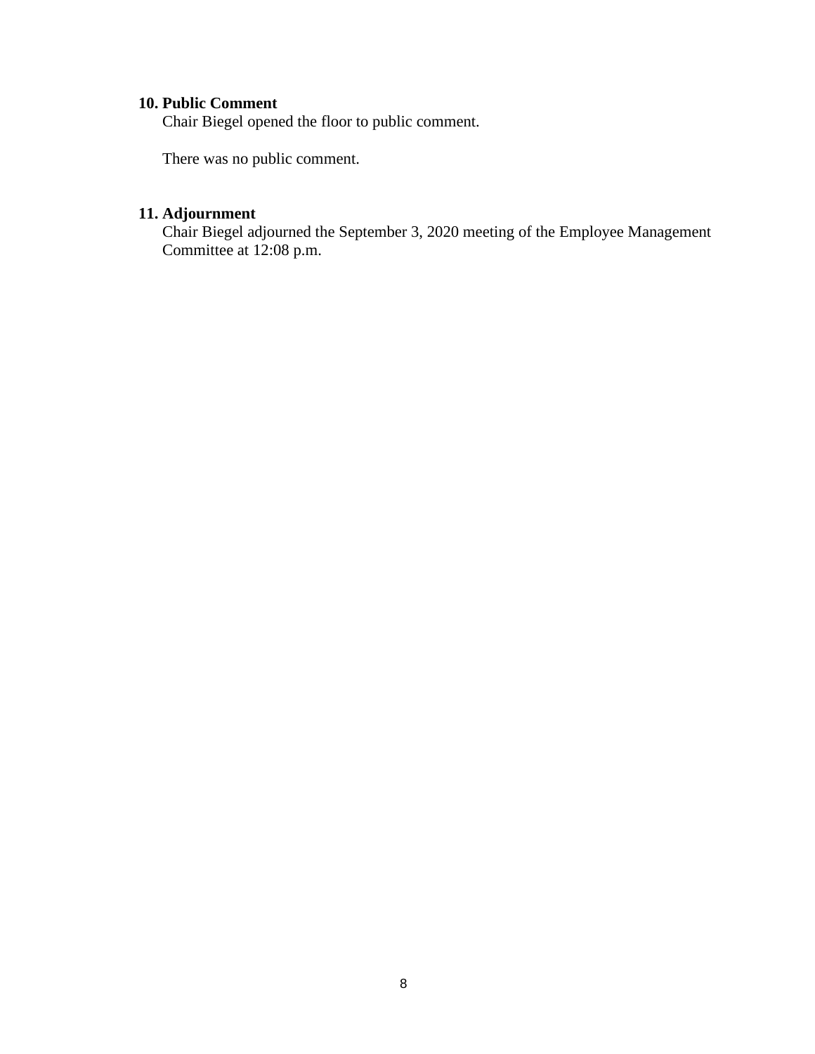**10. Public Comment**

Chair Biegel opened the floor to public comment.

There was no public comment.

**11. Adjournment**

Chair Biegel adjourned the September 3, 2020 meeting of the Employee Management Committee at 12:08 p.m.